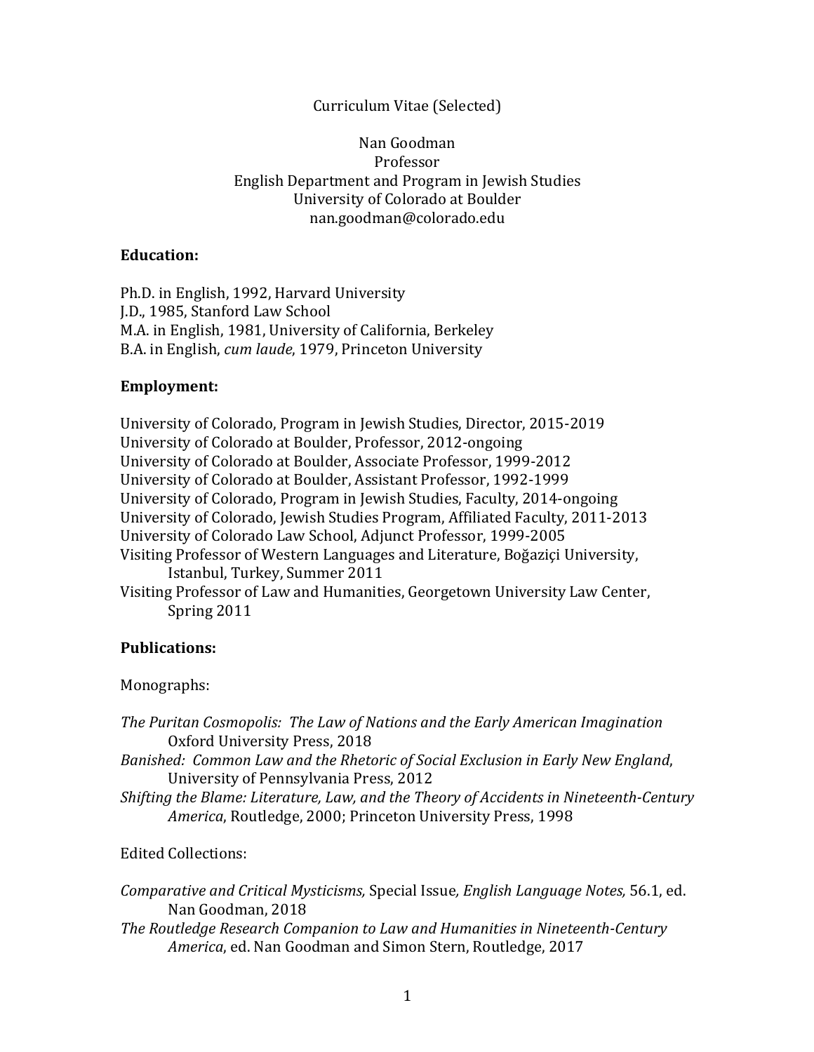Curriculum Vitae (Selected)

Nan Goodman
Professor
English Department and Program in Jewish Studies
University of Colorado at Boulder
nan.goodman@colorado.edu

**Education:**

Ph.D. in English, 1992, Harvard University
J.D., 1985, Stanford Law School
M.A. in English, 1981, University of California, Berkeley
B.A. in English, *cum laude*, 1979, Princeton University

**Employment:**

University of Colorado, Program in Jewish Studies, Director, 2015-2019
University of Colorado at Boulder, Professor, 2012-ongoing
University of Colorado at Boulder, Associate Professor, 1999-2012
University of Colorado at Boulder, Assistant Professor, 1992-1999
University of Colorado, Program in Jewish Studies, Faculty, 2014-ongoing
University of Colorado, Jewish Studies Program, Affiliated Faculty, 2011-2013
University of Colorado Law School, Adjunct Professor, 1999-2005
Visiting Professor of Western Languages and Literature, Boğaziçi University, Istanbul, Turkey, Summer 2011
Visiting Professor of Law and Humanities, Georgetown University Law Center, Spring 2011

**Publications:**

Monographs:

*The Puritan Cosmopolis: The Law of Nations and the Early American Imagination* Oxford University Press, 2018
*Banished: Common Law and the Rhetoric of Social Exclusion in Early New England*, University of Pennsylvania Press, 2012
*Shifting the Blame: Literature, Law, and the Theory of Accidents in Nineteenth-Century America*, Routledge, 2000; Princeton University Press, 1998

Edited Collections:

*Comparative and Critical Mysticisms,* Special Issue*, English Language Notes,* 56.1, ed. Nan Goodman, 2018
*The Routledge Research Companion to Law and Humanities in Nineteenth-Century America*, ed. Nan Goodman and Simon Stern, Routledge, 2017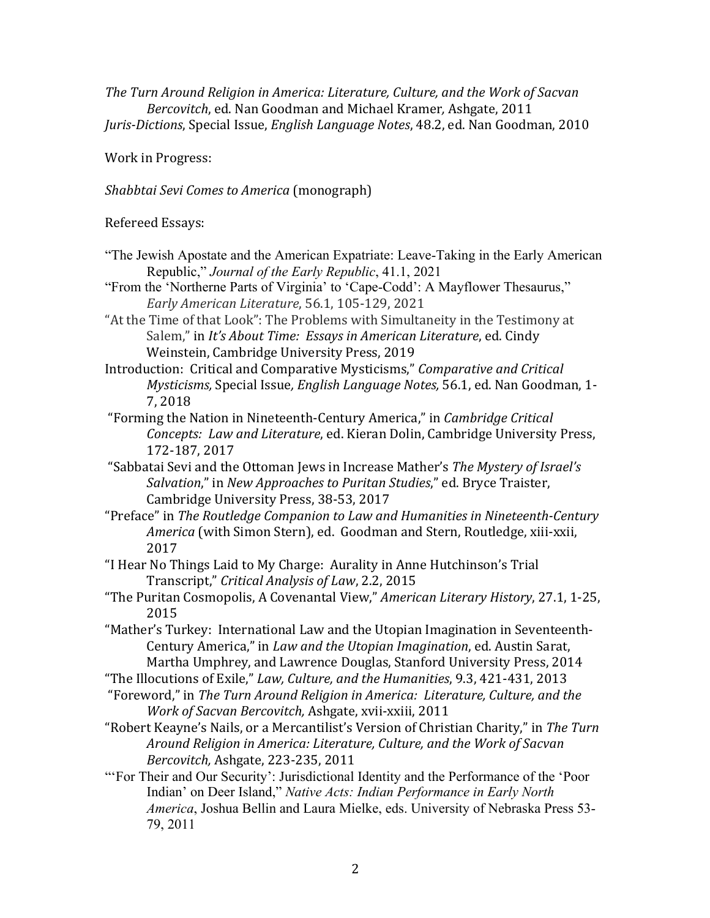*The Turn Around Religion in America: Literature, Culture, and the Work of Sacvan Bercovitch*, ed. Nan Goodman and Michael Kramer, Ashgate, 2011
*Juris-Dictions*, Special Issue, *English Language Notes*, 48.2, ed. Nan Goodman, 2010

Work in Progress:

*Shabbtai Sevi Comes to America* (monograph)

Refereed Essays:

"The Jewish Apostate and the American Expatriate: Leave-Taking in the Early American Republic," *Journal of the Early Republic*, 41.1, 2021

"From the 'Northerne Parts of Virginia' to 'Cape-Codd': A Mayflower Thesaurus," *Early American Literature*, 56.1, 105-129, 2021

"At the Time of that Look": The Problems with Simultaneity in the Testimony at Salem," in *It's About Time: Essays in American Literature*, ed. Cindy Weinstein, Cambridge University Press, 2019

Introduction: Critical and Comparative Mysticisms," *Comparative and Critical Mysticisms,* Special Issue*, English Language Notes,* 56.1, ed. Nan Goodman, 1-7, 2018

"Forming the Nation in Nineteenth-Century America," in *Cambridge Critical Concepts: Law and Literature*, ed. Kieran Dolin, Cambridge University Press, 172-187, 2017

"Sabbatai Sevi and the Ottoman Jews in Increase Mather's *The Mystery of Israel's Salvation*," in *New Approaches to Puritan Studies*," ed. Bryce Traister, Cambridge University Press, 38-53, 2017

"Preface" in *The Routledge Companion to Law and Humanities in Nineteenth-Century America* (with Simon Stern), ed. Goodman and Stern, Routledge, xiii-xxii, 2017

"I Hear No Things Laid to My Charge: Aurality in Anne Hutchinson's Trial Transcript," *Critical Analysis of Law*, 2.2, 2015

"The Puritan Cosmopolis, A Covenantal View," *American Literary History*, 27.1, 1-25, 2015

"Mather's Turkey: International Law and the Utopian Imagination in Seventeenth-Century America," in *Law and the Utopian Imagination*, ed. Austin Sarat, Martha Umphrey, and Lawrence Douglas, Stanford University Press, 2014

"The Illocutions of Exile," *Law, Culture, and the Humanities*, 9.3, 421-431, 2013

"Foreword," in *The Turn Around Religion in America: Literature, Culture, and the Work of Sacvan Bercovitch,* Ashgate, xvii-xxiii, 2011

"Robert Keayne's Nails, or a Mercantilist's Version of Christian Charity," in *The Turn Around Religion in America: Literature, Culture, and the Work of Sacvan Bercovitch,* Ashgate, 223-235, 2011

"'For Their and Our Security': Jurisdictional Identity and the Performance of the 'Poor Indian' on Deer Island," *Native Acts: Indian Performance in Early North America*, Joshua Bellin and Laura Mielke, eds. University of Nebraska Press 53-79, 2011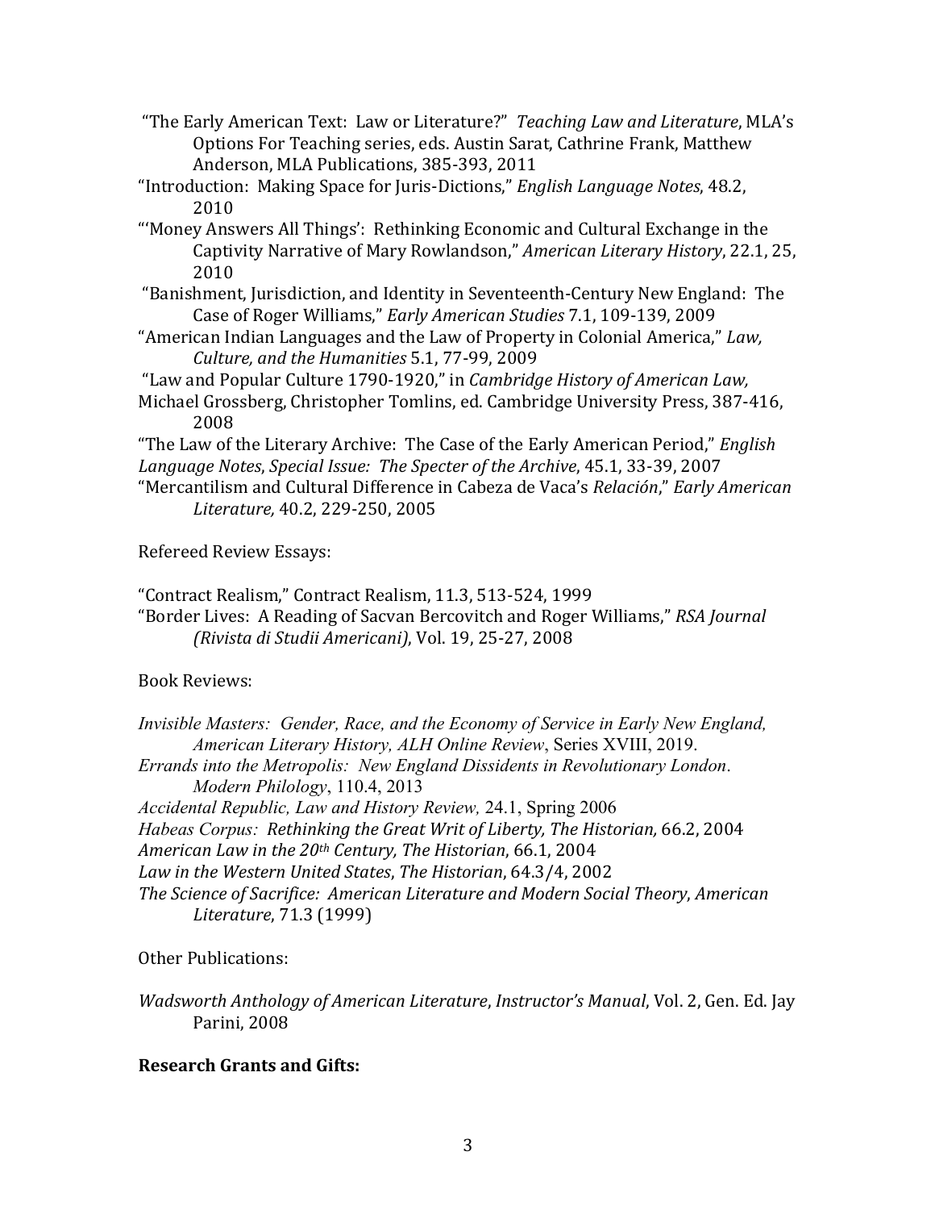"The Early American Text: Law or Literature?" *Teaching Law and Literature*, MLA's Options For Teaching series, eds. Austin Sarat, Cathrine Frank, Matthew Anderson, MLA Publications, 385-393, 2011

"Introduction: Making Space for Juris-Dictions," *English Language Notes*, 48.2, 2010

"'Money Answers All Things': Rethinking Economic and Cultural Exchange in the Captivity Narrative of Mary Rowlandson," *American Literary History*, 22.1, 25, 2010

"Banishment, Jurisdiction, and Identity in Seventeenth-Century New England: The Case of Roger Williams," *Early American Studies* 7.1, 109-139, 2009

"American Indian Languages and the Law of Property in Colonial America," *Law, Culture, and the Humanities* 5.1, 77-99, 2009

"Law and Popular Culture 1790-1920," in *Cambridge History of American Law,* Michael Grossberg, Christopher Tomlins, ed. Cambridge University Press, 387-416, 2008

"The Law of the Literary Archive: The Case of the Early American Period," *English Language Notes*, *Special Issue: The Specter of the Archive*, 45.1, 33-39, 2007

"Mercantilism and Cultural Difference in Cabeza de Vaca's *Relación*," *Early American Literature,* 40.2, 229-250, 2005

Refereed Review Essays:

"Contract Realism," Contract Realism, 11.3, 513-524, 1999

"Border Lives: A Reading of Sacvan Bercovitch and Roger Williams," *RSA Journal (Rivista di Studii Americani)*, Vol. 19, 25-27, 2008

Book Reviews:

*Invisible Masters: Gender, Race, and the Economy of Service in Early New England, American Literary History, ALH Online Review*, Series XVIII, 2019.

*Errands into the Metropolis: New England Dissidents in Revolutionary London*. *Modern Philology*, 110.4, 2013

*Accidental Republic, Law and History Review,* 24.1, Spring 2006

*Habeas Corpus: Rethinking the Great Writ of Liberty, The Historian,* 66.2, 2004

*American Law in the 20th Century, The Historian*, 66.1, 2004

*Law in the Western United States*, *The Historian*, 64.3/4, 2002

*The Science of Sacrifice: American Literature and Modern Social Theory*, *American Literature*, 71.3 (1999)

Other Publications:

*Wadsworth Anthology of American Literature*, *Instructor's Manual*, Vol. 2, Gen. Ed. Jay Parini, 2008

**Research Grants and Gifts:**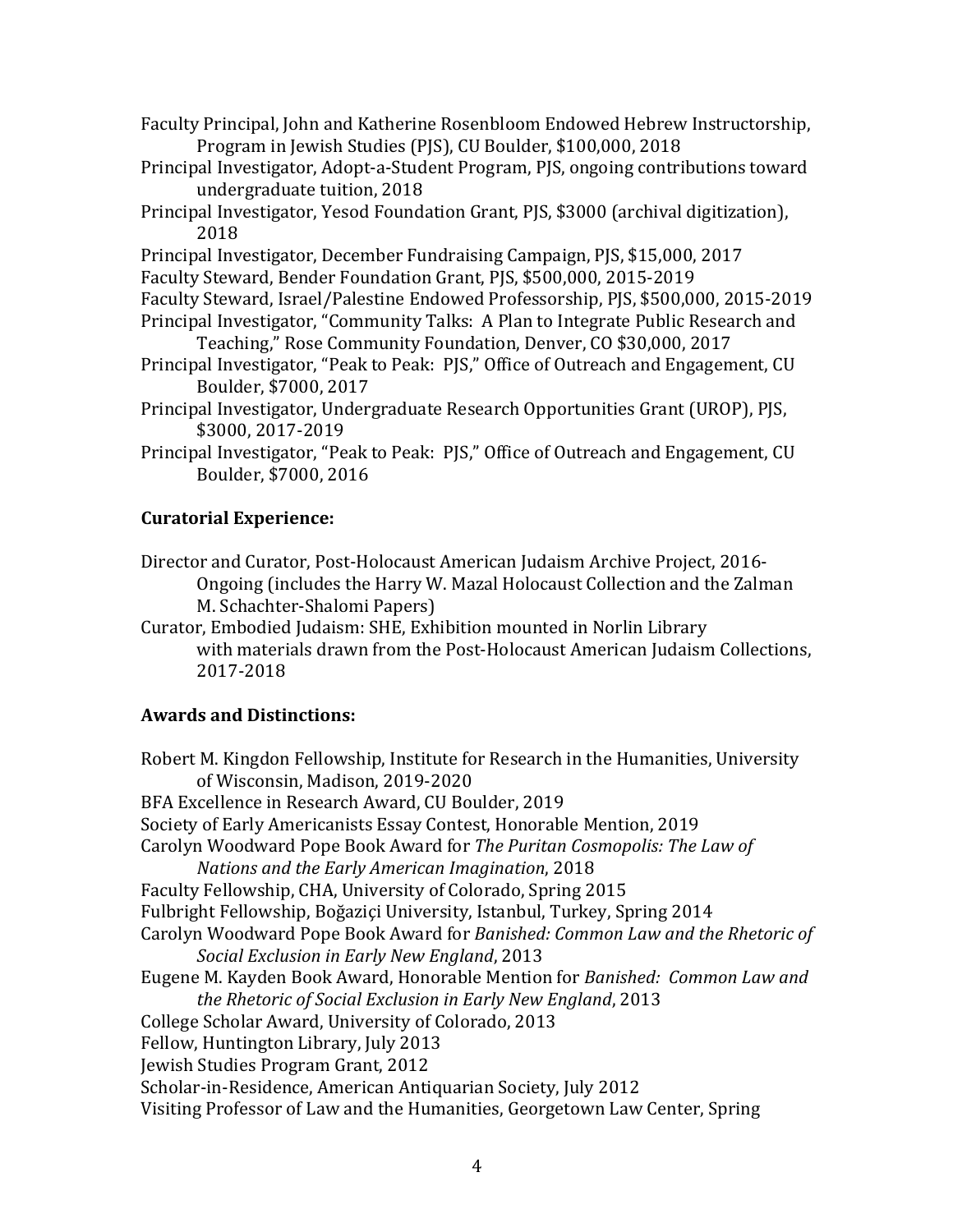Faculty Principal, John and Katherine Rosenbloom Endowed Hebrew Instructorship, Program in Jewish Studies (PJS), CU Boulder, $100,000, 2018

Principal Investigator, Adopt-a-Student Program, PJS, ongoing contributions toward undergraduate tuition, 2018

Principal Investigator, Yesod Foundation Grant, PJS, $3000 (archival digitization), 2018

Principal Investigator, December Fundraising Campaign, PJS, $15,000, 2017

Faculty Steward, Bender Foundation Grant, PJS, $500,000, 2015-2019

Faculty Steward, Israel/Palestine Endowed Professorship, PJS, $500,000, 2015-2019

Principal Investigator, "Community Talks: A Plan to Integrate Public Research and Teaching," Rose Community Foundation, Denver, CO $30,000, 2017

Principal Investigator, "Peak to Peak: PJS," Office of Outreach and Engagement, CU Boulder, $7000, 2017

Principal Investigator, Undergraduate Research Opportunities Grant (UROP), PJS, $3000, 2017-2019

Principal Investigator, "Peak to Peak: PJS," Office of Outreach and Engagement, CU Boulder, $7000, 2016

**Curatorial Experience:**

Director and Curator, Post-Holocaust American Judaism Archive Project, 2016-Ongoing (includes the Harry W. Mazal Holocaust Collection and the Zalman M. Schachter-Shalomi Papers)

Curator, Embodied Judaism: SHE, Exhibition mounted in Norlin Library with materials drawn from the Post-Holocaust American Judaism Collections, 2017-2018

**Awards and Distinctions:**

Robert M. Kingdon Fellowship, Institute for Research in the Humanities, University of Wisconsin, Madison, 2019-2020

BFA Excellence in Research Award, CU Boulder, 2019

Society of Early Americanists Essay Contest, Honorable Mention, 2019

Carolyn Woodward Pope Book Award for *The Puritan Cosmopolis: The Law of Nations and the Early American Imagination*, 2018

Faculty Fellowship, CHA, University of Colorado, Spring 2015

Fulbright Fellowship, Boğaziçi University, Istanbul, Turkey, Spring 2014

Carolyn Woodward Pope Book Award for *Banished: Common Law and the Rhetoric of Social Exclusion in Early New England*, 2013

Eugene M. Kayden Book Award, Honorable Mention for *Banished: Common Law and the Rhetoric of Social Exclusion in Early New England*, 2013

College Scholar Award, University of Colorado, 2013

Fellow, Huntington Library, July 2013

Jewish Studies Program Grant, 2012

Scholar-in-Residence, American Antiquarian Society, July 2012

Visiting Professor of Law and the Humanities, Georgetown Law Center, Spring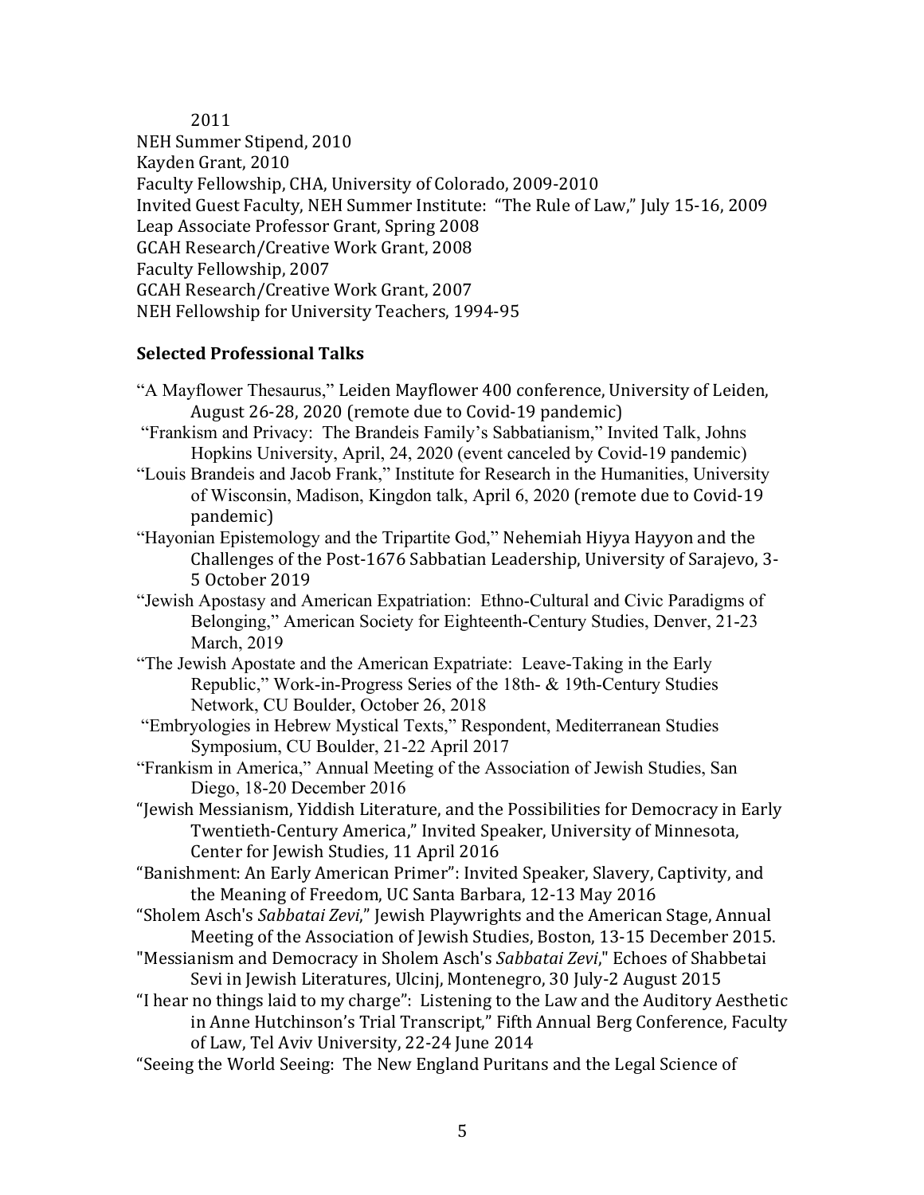2011

NEH Summer Stipend, 2010

Kayden Grant, 2010

Faculty Fellowship, CHA, University of Colorado, 2009-2010

Invited Guest Faculty, NEH Summer Institute: "The Rule of Law," July 15-16, 2009

Leap Associate Professor Grant, Spring 2008

GCAH Research/Creative Work Grant, 2008

Faculty Fellowship, 2007

GCAH Research/Creative Work Grant, 2007

NEH Fellowship for University Teachers, 1994-95

**Selected Professional Talks**

"A Mayflower Thesaurus," Leiden Mayflower 400 conference, University of Leiden, August 26-28, 2020 (remote due to Covid-19 pandemic)

"Frankism and Privacy: The Brandeis Family's Sabbatianism," Invited Talk, Johns Hopkins University, April, 24, 2020 (event canceled by Covid-19 pandemic)

"Louis Brandeis and Jacob Frank," Institute for Research in the Humanities, University of Wisconsin, Madison, Kingdon talk, April 6, 2020 (remote due to Covid-19 pandemic)

"Hayonian Epistemology and the Tripartite God," Nehemiah Hiyya Hayyon and the Challenges of the Post-1676 Sabbatian Leadership, University of Sarajevo, 3-5 October 2019

"Jewish Apostasy and American Expatriation: Ethno-Cultural and Civic Paradigms of Belonging," American Society for Eighteenth-Century Studies, Denver, 21-23 March, 2019

"The Jewish Apostate and the American Expatriate: Leave-Taking in the Early Republic," Work-in-Progress Series of the 18th- & 19th-Century Studies Network, CU Boulder, October 26, 2018

"Embryologies in Hebrew Mystical Texts," Respondent, Mediterranean Studies Symposium, CU Boulder, 21-22 April 2017

"Frankism in America," Annual Meeting of the Association of Jewish Studies, San Diego, 18-20 December 2016

"Jewish Messianism, Yiddish Literature, and the Possibilities for Democracy in Early Twentieth-Century America," Invited Speaker, University of Minnesota, Center for Jewish Studies, 11 April 2016

"Banishment: An Early American Primer": Invited Speaker, Slavery, Captivity, and the Meaning of Freedom, UC Santa Barbara, 12-13 May 2016

"Sholem Asch's *Sabbatai Zevi*," Jewish Playwrights and the American Stage, Annual Meeting of the Association of Jewish Studies, Boston, 13-15 December 2015.

"Messianism and Democracy in Sholem Asch's *Sabbatai Zevi*," Echoes of Shabbetai Sevi in Jewish Literatures, Ulcinj, Montenegro, 30 July-2 August 2015

"I hear no things laid to my charge": Listening to the Law and the Auditory Aesthetic in Anne Hutchinson's Trial Transcript," Fifth Annual Berg Conference, Faculty of Law, Tel Aviv University, 22-24 June 2014

"Seeing the World Seeing: The New England Puritans and the Legal Science of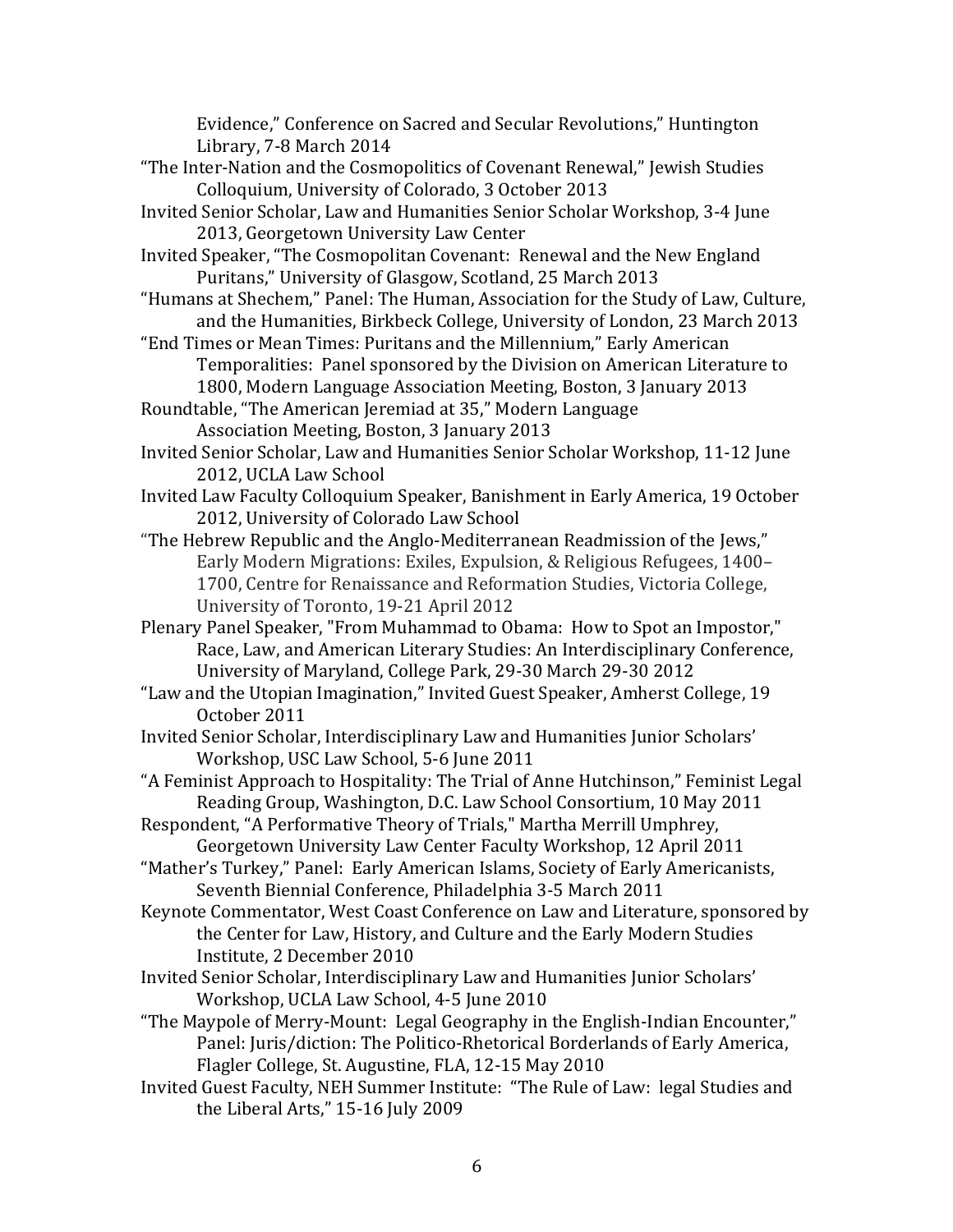Evidence," Conference on Sacred and Secular Revolutions," Huntington Library, 7-8 March 2014

"The Inter-Nation and the Cosmopolitics of Covenant Renewal," Jewish Studies Colloquium, University of Colorado, 3 October 2013

Invited Senior Scholar, Law and Humanities Senior Scholar Workshop, 3-4 June 2013, Georgetown University Law Center

Invited Speaker, "The Cosmopolitan Covenant: Renewal and the New England Puritans," University of Glasgow, Scotland, 25 March 2013

"Humans at Shechem," Panel: The Human, Association for the Study of Law, Culture, and the Humanities, Birkbeck College, University of London, 23 March 2013

"End Times or Mean Times: Puritans and the Millennium," Early American Temporalities: Panel sponsored by the Division on American Literature to 1800, Modern Language Association Meeting, Boston, 3 January 2013

Roundtable, "The American Jeremiad at 35," Modern Language Association Meeting, Boston, 3 January 2013

Invited Senior Scholar, Law and Humanities Senior Scholar Workshop, 11-12 June 2012, UCLA Law School

Invited Law Faculty Colloquium Speaker, Banishment in Early America, 19 October 2012, University of Colorado Law School

"The Hebrew Republic and the Anglo-Mediterranean Readmission of the Jews," Early Modern Migrations: Exiles, Expulsion, & Religious Refugees, 1400–1700, Centre for Renaissance and Reformation Studies, Victoria College, University of Toronto, 19-21 April 2012

Plenary Panel Speaker, "From Muhammad to Obama: How to Spot an Impostor," Race, Law, and American Literary Studies: An Interdisciplinary Conference, University of Maryland, College Park, 29-30 March 29-30 2012

"Law and the Utopian Imagination," Invited Guest Speaker, Amherst College, 19 October 2011

Invited Senior Scholar, Interdisciplinary Law and Humanities Junior Scholars' Workshop, USC Law School, 5-6 June 2011

"A Feminist Approach to Hospitality: The Trial of Anne Hutchinson," Feminist Legal Reading Group, Washington, D.C. Law School Consortium, 10 May 2011

Respondent, "A Performative Theory of Trials," Martha Merrill Umphrey, Georgetown University Law Center Faculty Workshop, 12 April 2011

"Mather's Turkey," Panel: Early American Islams, Society of Early Americanists, Seventh Biennial Conference, Philadelphia 3-5 March 2011

Keynote Commentator, West Coast Conference on Law and Literature, sponsored by the Center for Law, History, and Culture and the Early Modern Studies Institute, 2 December 2010

Invited Senior Scholar, Interdisciplinary Law and Humanities Junior Scholars' Workshop, UCLA Law School, 4-5 June 2010

"The Maypole of Merry-Mount: Legal Geography in the English-Indian Encounter," Panel: Juris/diction: The Politico-Rhetorical Borderlands of Early America, Flagler College, St. Augustine, FLA, 12-15 May 2010

Invited Guest Faculty, NEH Summer Institute: "The Rule of Law: legal Studies and the Liberal Arts," 15-16 July 2009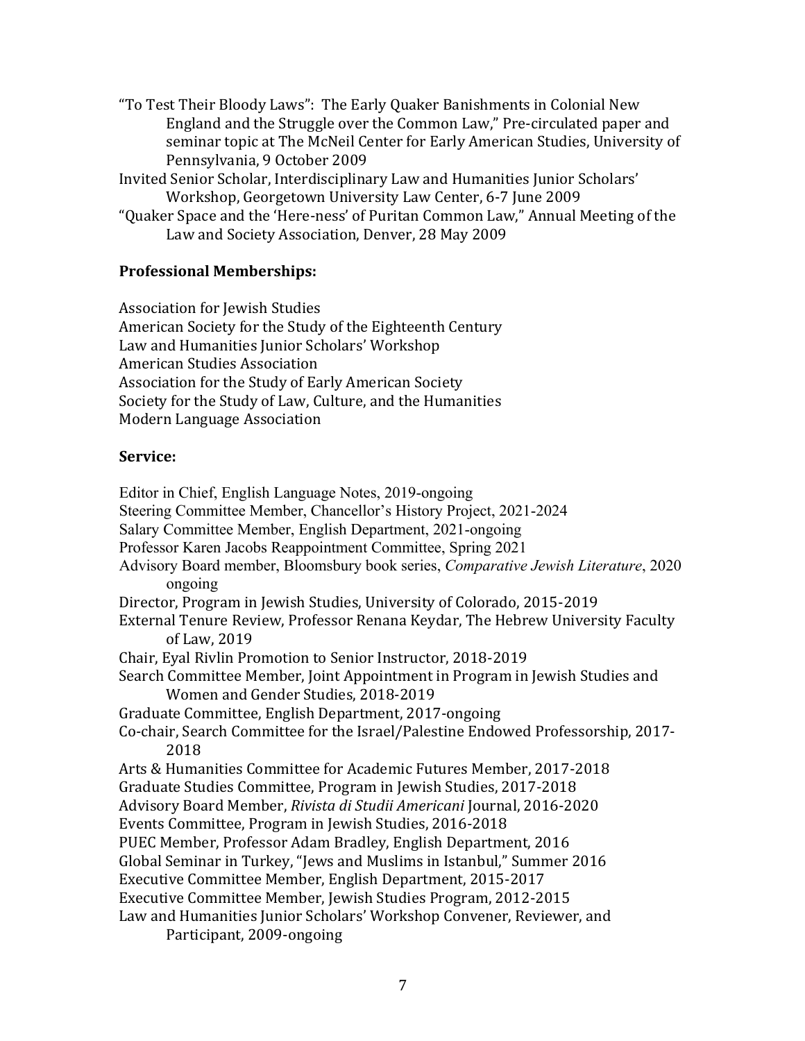"To Test Their Bloody Laws": The Early Quaker Banishments in Colonial New England and the Struggle over the Common Law," Pre-circulated paper and seminar topic at The McNeil Center for Early American Studies, University of Pennsylvania, 9 October 2009

Invited Senior Scholar, Interdisciplinary Law and Humanities Junior Scholars' Workshop, Georgetown University Law Center, 6-7 June 2009

"Quaker Space and the 'Here-ness' of Puritan Common Law," Annual Meeting of the Law and Society Association, Denver, 28 May 2009

**Professional Memberships:**

Association for Jewish Studies
American Society for the Study of the Eighteenth Century
Law and Humanities Junior Scholars' Workshop
American Studies Association
Association for the Study of Early American Society
Society for the Study of Law, Culture, and the Humanities
Modern Language Association

**Service:**

Editor in Chief, English Language Notes, 2019-ongoing
Steering Committee Member, Chancellor's History Project, 2021-2024
Salary Committee Member, English Department, 2021-ongoing
Professor Karen Jacobs Reappointment Committee, Spring 2021
Advisory Board member, Bloomsbury book series, *Comparative Jewish Literature*, 2020 ongoing
Director, Program in Jewish Studies, University of Colorado, 2015-2019
External Tenure Review, Professor Renana Keydar, The Hebrew University Faculty of Law, 2019
Chair, Eyal Rivlin Promotion to Senior Instructor, 2018-2019
Search Committee Member, Joint Appointment in Program in Jewish Studies and Women and Gender Studies, 2018-2019
Graduate Committee, English Department, 2017-ongoing
Co-chair, Search Committee for the Israel/Palestine Endowed Professorship, 2017-2018
Arts & Humanities Committee for Academic Futures Member, 2017-2018
Graduate Studies Committee, Program in Jewish Studies, 2017-2018
Advisory Board Member, *Rivista di Studii Americani* Journal, 2016-2020
Events Committee, Program in Jewish Studies, 2016-2018
PUEC Member, Professor Adam Bradley, English Department, 2016
Global Seminar in Turkey, "Jews and Muslims in Istanbul," Summer 2016
Executive Committee Member, English Department, 2015-2017
Executive Committee Member, Jewish Studies Program, 2012-2015
Law and Humanities Junior Scholars' Workshop Convener, Reviewer, and Participant, 2009-ongoing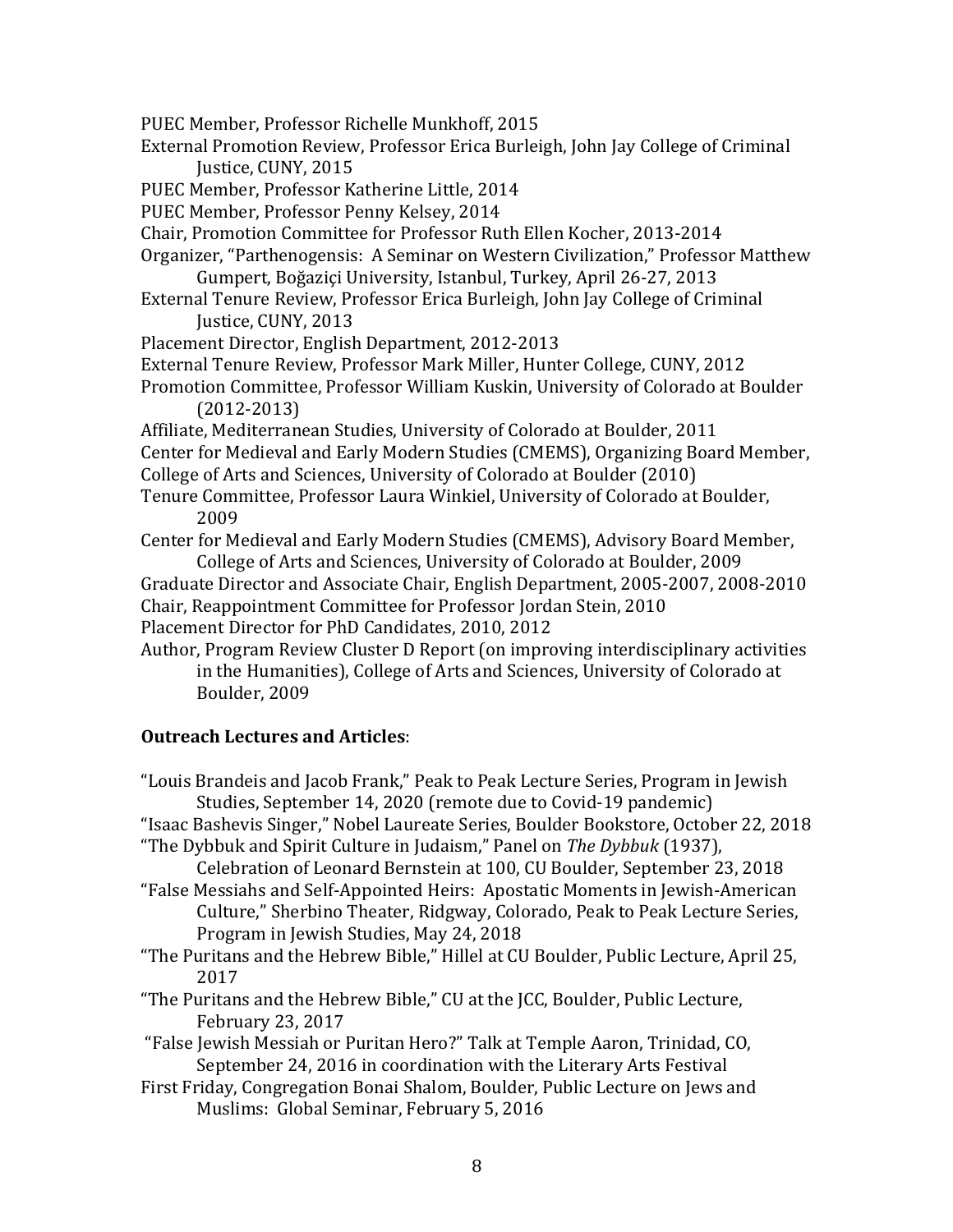PUEC Member, Professor Richelle Munkhoff, 2015

External Promotion Review, Professor Erica Burleigh, John Jay College of Criminal Justice, CUNY, 2015

PUEC Member, Professor Katherine Little, 2014

PUEC Member, Professor Penny Kelsey, 2014

Chair, Promotion Committee for Professor Ruth Ellen Kocher, 2013-2014

Organizer, "Parthenogensis: A Seminar on Western Civilization," Professor Matthew Gumpert, Boğaziçi University, Istanbul, Turkey, April 26-27, 2013

External Tenure Review, Professor Erica Burleigh, John Jay College of Criminal Justice, CUNY, 2013

Placement Director, English Department, 2012-2013

External Tenure Review, Professor Mark Miller, Hunter College, CUNY, 2012

Promotion Committee, Professor William Kuskin, University of Colorado at Boulder (2012-2013)

Affiliate, Mediterranean Studies, University of Colorado at Boulder, 2011

Center for Medieval and Early Modern Studies (CMEMS), Organizing Board Member, College of Arts and Sciences, University of Colorado at Boulder (2010)

Tenure Committee, Professor Laura Winkiel, University of Colorado at Boulder, 2009

Center for Medieval and Early Modern Studies (CMEMS), Advisory Board Member, College of Arts and Sciences, University of Colorado at Boulder, 2009

Graduate Director and Associate Chair, English Department, 2005-2007, 2008-2010

Chair, Reappointment Committee for Professor Jordan Stein, 2010

Placement Director for PhD Candidates, 2010, 2012

Author, Program Review Cluster D Report (on improving interdisciplinary activities in the Humanities), College of Arts and Sciences, University of Colorado at Boulder, 2009

**Outreach Lectures and Articles**:

"Louis Brandeis and Jacob Frank," Peak to Peak Lecture Series, Program in Jewish Studies, September 14, 2020 (remote due to Covid-19 pandemic)

"Isaac Bashevis Singer," Nobel Laureate Series, Boulder Bookstore, October 22, 2018

"The Dybbuk and Spirit Culture in Judaism," Panel on *The Dybbuk* (1937), Celebration of Leonard Bernstein at 100, CU Boulder, September 23, 2018

"False Messiahs and Self-Appointed Heirs: Apostatic Moments in Jewish-American Culture," Sherbino Theater, Ridgway, Colorado, Peak to Peak Lecture Series, Program in Jewish Studies, May 24, 2018

"The Puritans and the Hebrew Bible," Hillel at CU Boulder, Public Lecture, April 25, 2017

"The Puritans and the Hebrew Bible," CU at the JCC, Boulder, Public Lecture, February 23, 2017

"False Jewish Messiah or Puritan Hero?" Talk at Temple Aaron, Trinidad, CO, September 24, 2016 in coordination with the Literary Arts Festival

First Friday, Congregation Bonai Shalom, Boulder, Public Lecture on Jews and Muslims: Global Seminar, February 5, 2016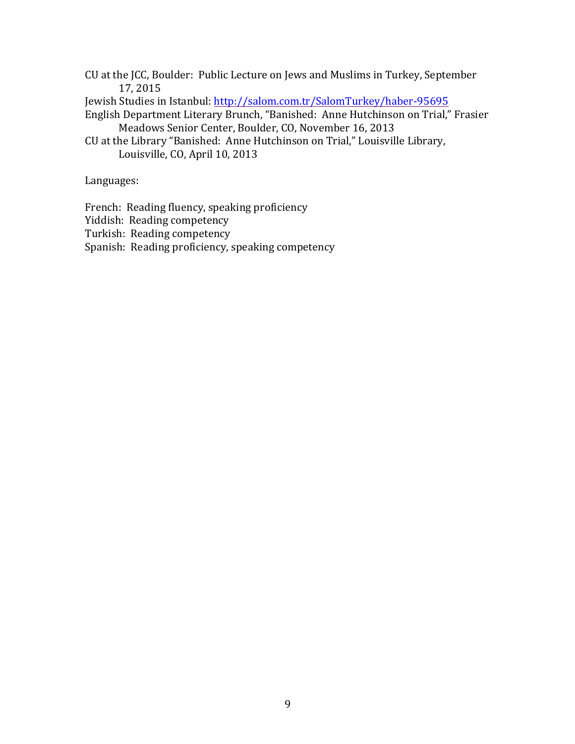CU at the JCC, Boulder: Public Lecture on Jews and Muslims in Turkey, September 17, 2015

Jewish Studies in Istanbul: http://salom.com.tr/SalomTurkey/haber-95695

English Department Literary Brunch, "Banished: Anne Hutchinson on Trial," Frasier Meadows Senior Center, Boulder, CO, November 16, 2013

CU at the Library "Banished: Anne Hutchinson on Trial," Louisville Library, Louisville, CO, April 10, 2013

Languages:

French: Reading fluency, speaking proficiency
Yiddish: Reading competency
Turkish: Reading competency
Spanish: Reading proficiency, speaking competency